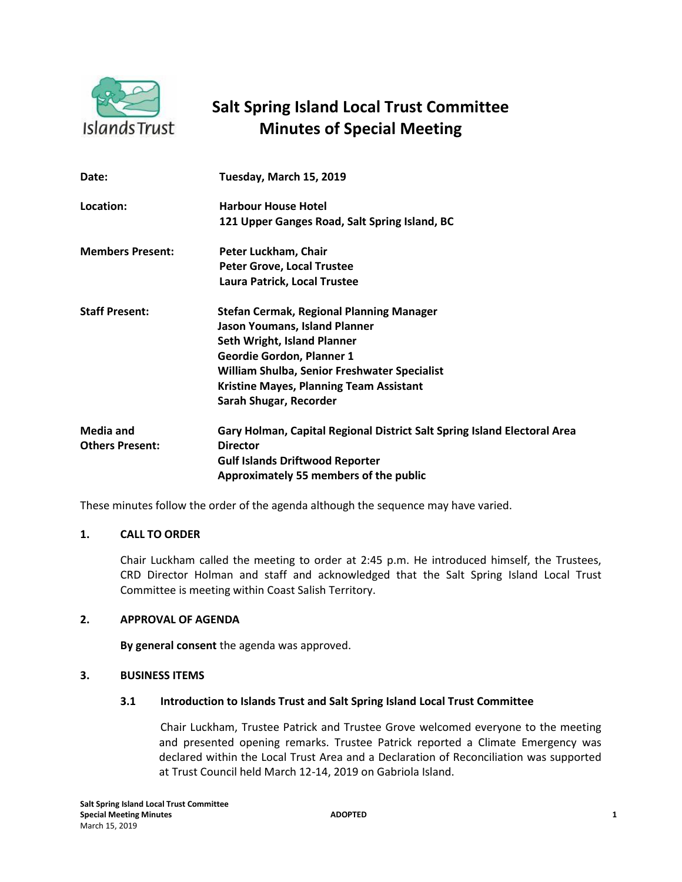# Salt Spring Island Local Trust Committee
# Minutes of Special Meeting

| | |
|---|---|
| **Date:** | **Tuesday, March 15, 2019** |
| **Location:** | **Harbour House Hotel**<br>**121 Upper Ganges Road, Salt Spring Island, BC** |
| **Members Present:** | **Peter Luckham, Chair**<br>**Peter Grove, Local Trustee**<br>**Laura Patrick, Local Trustee** |
| **Staff Present:** | **Stefan Cermak, Regional Planning Manager**<br>**Jason Youmans, Island Planner**<br>**Seth Wright, Island Planner**<br>**Geordie Gordon, Planner 1**<br>**William Shulba, Senior Freshwater Specialist**<br>**Kristine Mayes, Planning Team Assistant**<br>**Sarah Shugar, Recorder** |
| **Media and Others Present:** | **Gary Holman, Capital Regional District Salt Spring Island Electoral Area Director**<br>**Gulf Islands Driftwood Reporter**<br>**Approximately 55 members of the public** |

These minutes follow the order of the agenda although the sequence may have varied.

## 1. CALL TO ORDER

Chair Luckham called the meeting to order at 2:45 p.m. He introduced himself, the Trustees, CRD Director Holman and staff and acknowledged that the Salt Spring Island Local Trust Committee is meeting within Coast Salish Territory.

## 2. APPROVAL OF AGENDA

**By general consent** the agenda was approved.

## 3. BUSINESS ITEMS

### 3.1 Introduction to Islands Trust and Salt Spring Island Local Trust Committee

Chair Luckham, Trustee Patrick and Trustee Grove welcomed everyone to the meeting and presented opening remarks. Trustee Patrick reported a Climate Emergency was declared within the Local Trust Area and a Declaration of Reconciliation was supported at Trust Council held March 12-14, 2019 on Gabriola Island.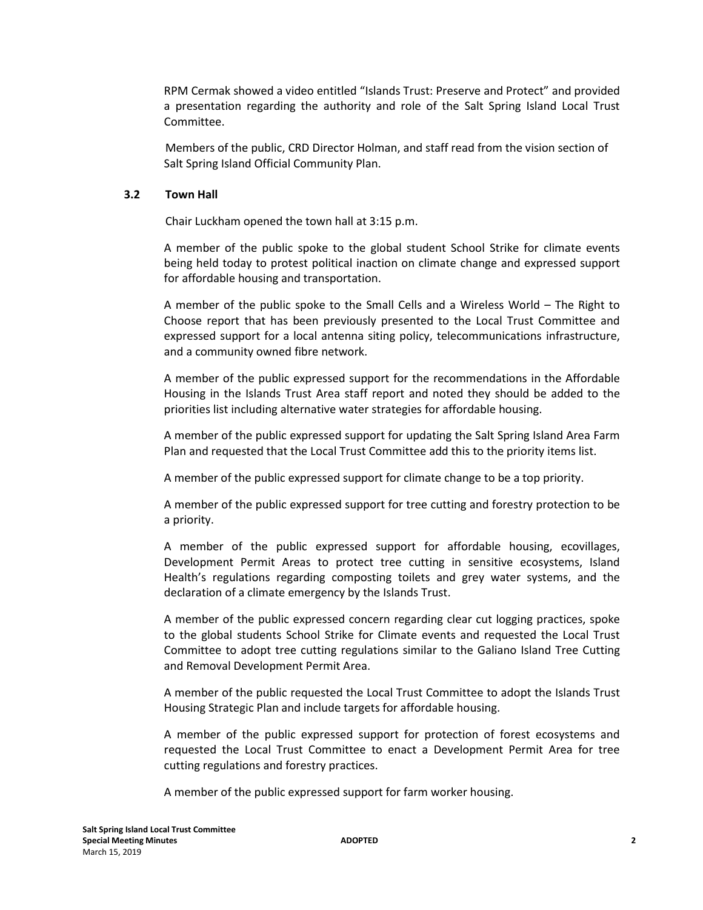RPM Cermak showed a video entitled "Islands Trust: Preserve and Protect" and provided a presentation regarding the authority and role of the Salt Spring Island Local Trust Committee.

Members of the public, CRD Director Holman, and staff read from the vision section of Salt Spring Island Official Community Plan.

### 3.2 Town Hall

Chair Luckham opened the town hall at 3:15 p.m.

A member of the public spoke to the global student School Strike for climate events being held today to protest political inaction on climate change and expressed support for affordable housing and transportation.

A member of the public spoke to the Small Cells and a Wireless World – The Right to Choose report that has been previously presented to the Local Trust Committee and expressed support for a local antenna siting policy, telecommunications infrastructure, and a community owned fibre network.

A member of the public expressed support for the recommendations in the Affordable Housing in the Islands Trust Area staff report and noted they should be added to the priorities list including alternative water strategies for affordable housing.

A member of the public expressed support for updating the Salt Spring Island Area Farm Plan and requested that the Local Trust Committee add this to the priority items list.

A member of the public expressed support for climate change to be a top priority.

A member of the public expressed support for tree cutting and forestry protection to be a priority.

A member of the public expressed support for affordable housing, ecovillages, Development Permit Areas to protect tree cutting in sensitive ecosystems, Island Health's regulations regarding composting toilets and grey water systems, and the declaration of a climate emergency by the Islands Trust.

A member of the public expressed concern regarding clear cut logging practices, spoke to the global students School Strike for Climate events and requested the Local Trust Committee to adopt tree cutting regulations similar to the Galiano Island Tree Cutting and Removal Development Permit Area.

A member of the public requested the Local Trust Committee to adopt the Islands Trust Housing Strategic Plan and include targets for affordable housing.

A member of the public expressed support for protection of forest ecosystems and requested the Local Trust Committee to enact a Development Permit Area for tree cutting regulations and forestry practices.

A member of the public expressed support for farm worker housing.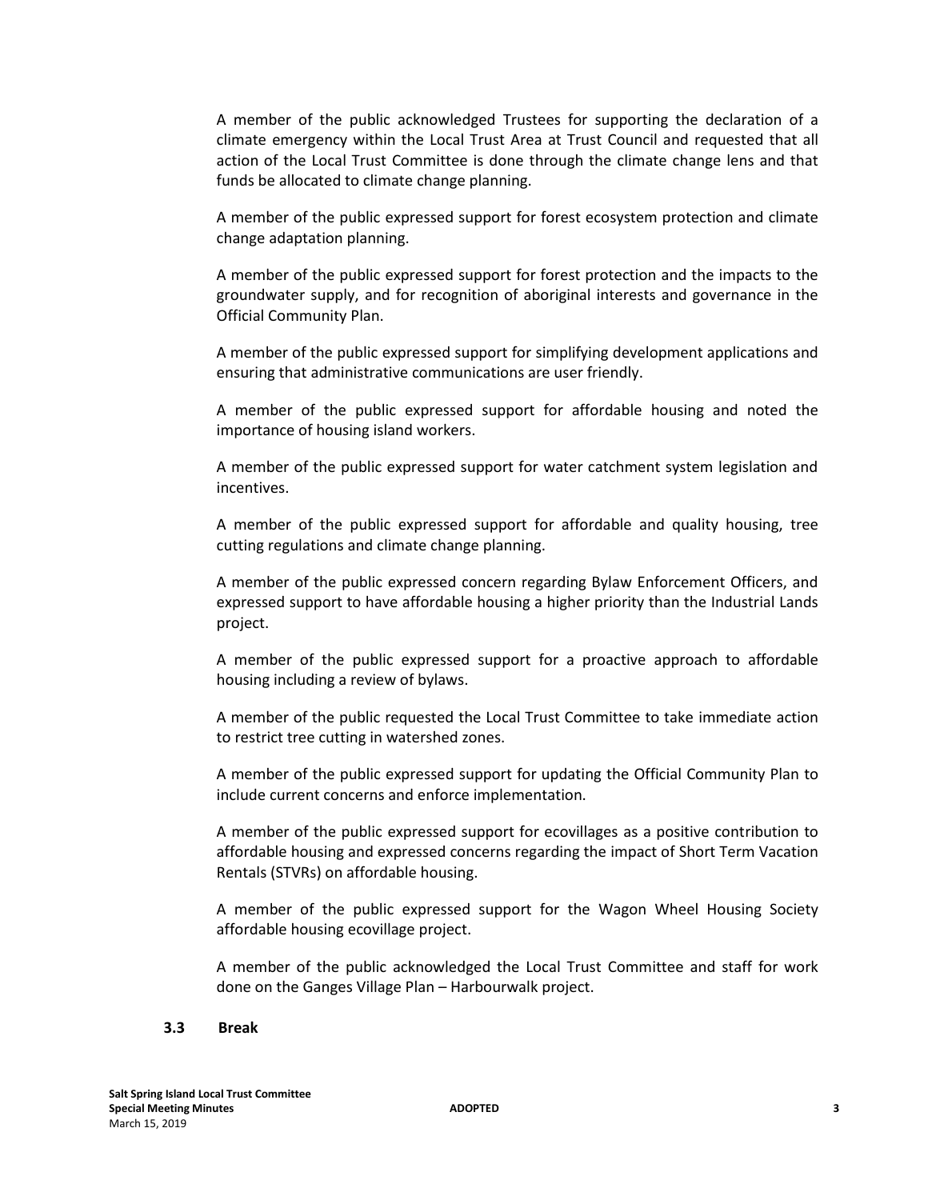A member of the public acknowledged Trustees for supporting the declaration of a climate emergency within the Local Trust Area at Trust Council and requested that all action of the Local Trust Committee is done through the climate change lens and that funds be allocated to climate change planning.

A member of the public expressed support for forest ecosystem protection and climate change adaptation planning.

A member of the public expressed support for forest protection and the impacts to the groundwater supply, and for recognition of aboriginal interests and governance in the Official Community Plan.

A member of the public expressed support for simplifying development applications and ensuring that administrative communications are user friendly.

A member of the public expressed support for affordable housing and noted the importance of housing island workers.

A member of the public expressed support for water catchment system legislation and incentives.

A member of the public expressed support for affordable and quality housing, tree cutting regulations and climate change planning.

A member of the public expressed concern regarding Bylaw Enforcement Officers, and expressed support to have affordable housing a higher priority than the Industrial Lands project.

A member of the public expressed support for a proactive approach to affordable housing including a review of bylaws.

A member of the public requested the Local Trust Committee to take immediate action to restrict tree cutting in watershed zones.

A member of the public expressed support for updating the Official Community Plan to include current concerns and enforce implementation.

A member of the public expressed support for ecovillages as a positive contribution to affordable housing and expressed concerns regarding the impact of Short Term Vacation Rentals (STVRs) on affordable housing.

A member of the public expressed support for the Wagon Wheel Housing Society affordable housing ecovillage project.

A member of the public acknowledged the Local Trust Committee and staff for work done on the Ganges Village Plan – Harbourwalk project.

### 3.3 Break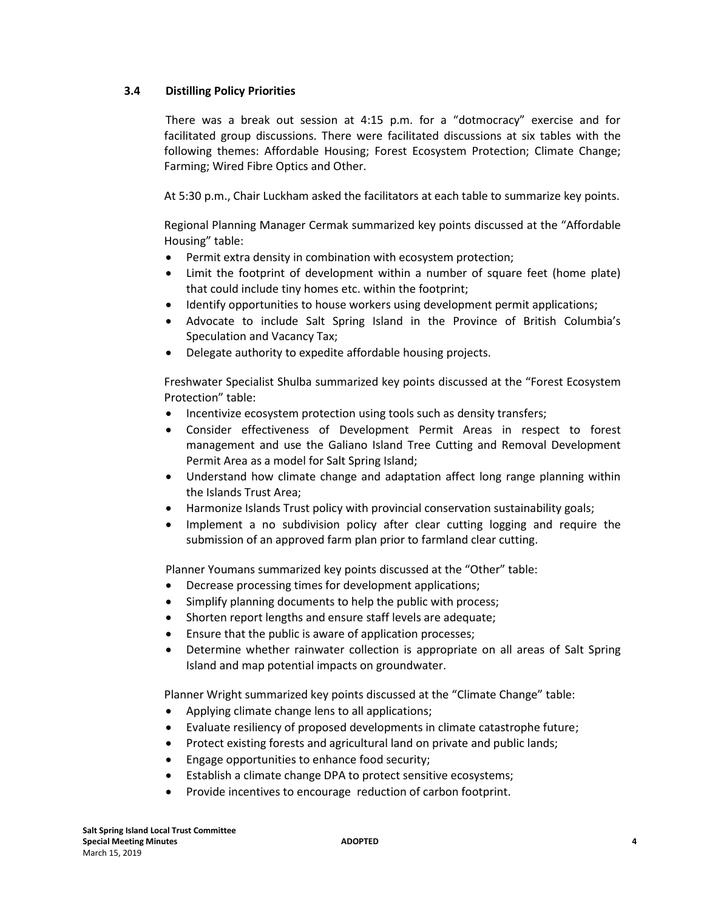### 3.4 Distilling Policy Priorities

There was a break out session at 4:15 p.m. for a "dotmocracy" exercise and for facilitated group discussions. There were facilitated discussions at six tables with the following themes: Affordable Housing; Forest Ecosystem Protection; Climate Change; Farming; Wired Fibre Optics and Other.

At 5:30 p.m., Chair Luckham asked the facilitators at each table to summarize key points.

Regional Planning Manager Cermak summarized key points discussed at the "Affordable Housing" table:

- Permit extra density in combination with ecosystem protection;
- Limit the footprint of development within a number of square feet (home plate) that could include tiny homes etc. within the footprint;
- Identify opportunities to house workers using development permit applications;
- Advocate to include Salt Spring Island in the Province of British Columbia's Speculation and Vacancy Tax;
- Delegate authority to expedite affordable housing projects.

Freshwater Specialist Shulba summarized key points discussed at the "Forest Ecosystem Protection" table:

- Incentivize ecosystem protection using tools such as density transfers;
- Consider effectiveness of Development Permit Areas in respect to forest management and use the Galiano Island Tree Cutting and Removal Development Permit Area as a model for Salt Spring Island;
- Understand how climate change and adaptation affect long range planning within the Islands Trust Area;
- Harmonize Islands Trust policy with provincial conservation sustainability goals;
- Implement a no subdivision policy after clear cutting logging and require the submission of an approved farm plan prior to farmland clear cutting.

Planner Youmans summarized key points discussed at the "Other" table:

- Decrease processing times for development applications;
- Simplify planning documents to help the public with process;
- Shorten report lengths and ensure staff levels are adequate;
- Ensure that the public is aware of application processes;
- Determine whether rainwater collection is appropriate on all areas of Salt Spring Island and map potential impacts on groundwater.

Planner Wright summarized key points discussed at the "Climate Change" table:

- Applying climate change lens to all applications;
- Evaluate resiliency of proposed developments in climate catastrophe future;
- Protect existing forests and agricultural land on private and public lands;
- Engage opportunities to enhance food security;
- Establish a climate change DPA to protect sensitive ecosystems;
- Provide incentives to encourage reduction of carbon footprint.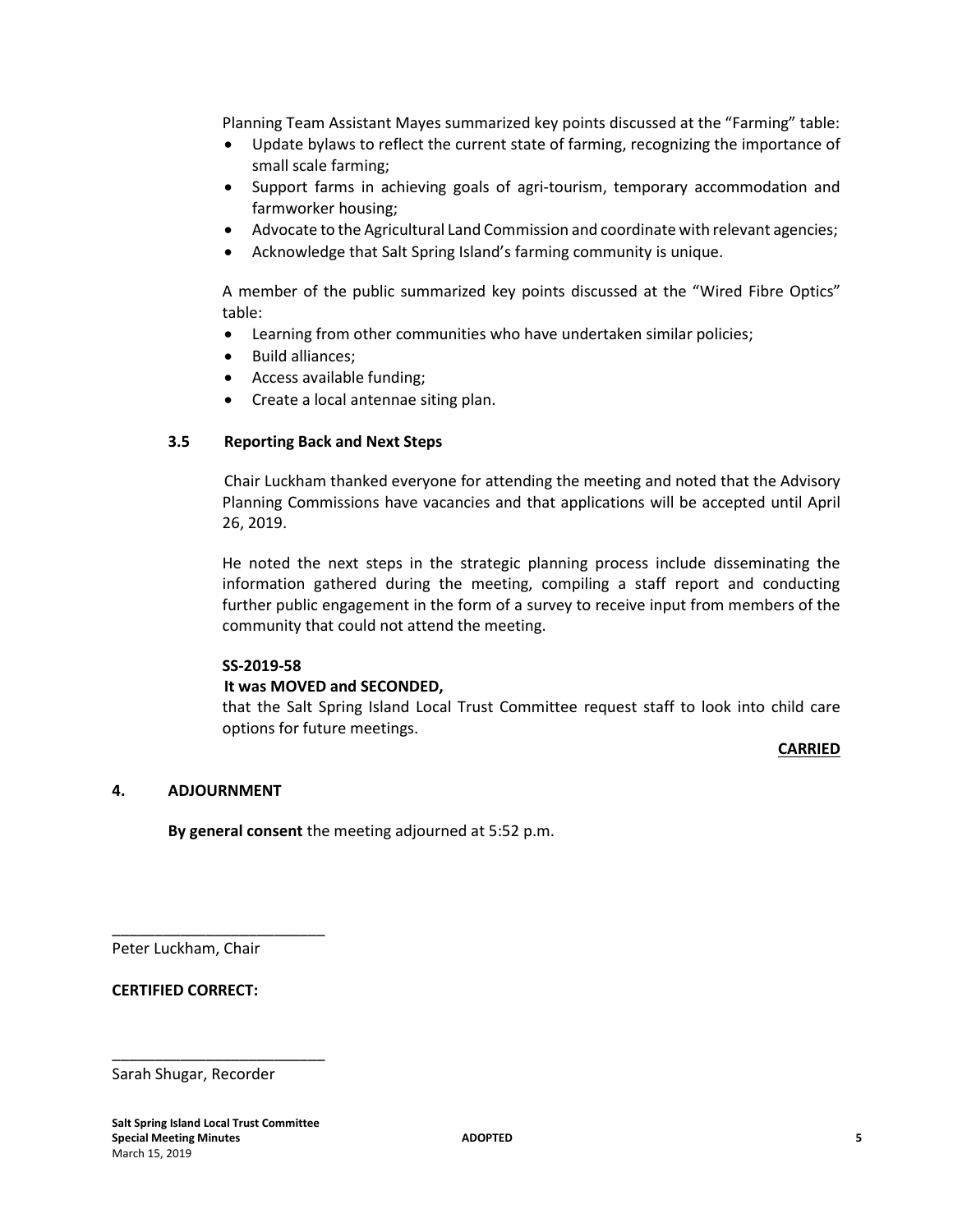Planning Team Assistant Mayes summarized key points discussed at the "Farming" table:

- Update bylaws to reflect the current state of farming, recognizing the importance of small scale farming;
- Support farms in achieving goals of agri-tourism, temporary accommodation and farmworker housing;
- Advocate to the Agricultural Land Commission and coordinate with relevant agencies;
- Acknowledge that Salt Spring Island's farming community is unique.

A member of the public summarized key points discussed at the "Wired Fibre Optics" table:

- Learning from other communities who have undertaken similar policies;
- Build alliances;
- Access available funding;
- Create a local antennae siting plan.

### 3.5 Reporting Back and Next Steps

Chair Luckham thanked everyone for attending the meeting and noted that the Advisory Planning Commissions have vacancies and that applications will be accepted until April 26, 2019.

He noted the next steps in the strategic planning process include disseminating the information gathered during the meeting, compiling a staff report and conducting further public engagement in the form of a survey to receive input from members of the community that could not attend the meeting.

**SS-2019-58**

**It was MOVED and SECONDED,**

that the Salt Spring Island Local Trust Committee request staff to look into child care options for future meetings.

**CARRIED**

## 4. ADJOURNMENT

**By general consent** the meeting adjourned at 5:52 p.m.

\_\_\_\_\_\_\_\_\_\_\_\_\_\_\_\_\_\_\_\_\_\_\_\_\_

Peter Luckham, Chair

**CERTIFIED CORRECT:**

\_\_\_\_\_\_\_\_\_\_\_\_\_\_\_\_\_\_\_\_\_\_\_\_\_

Sarah Shugar, Recorder